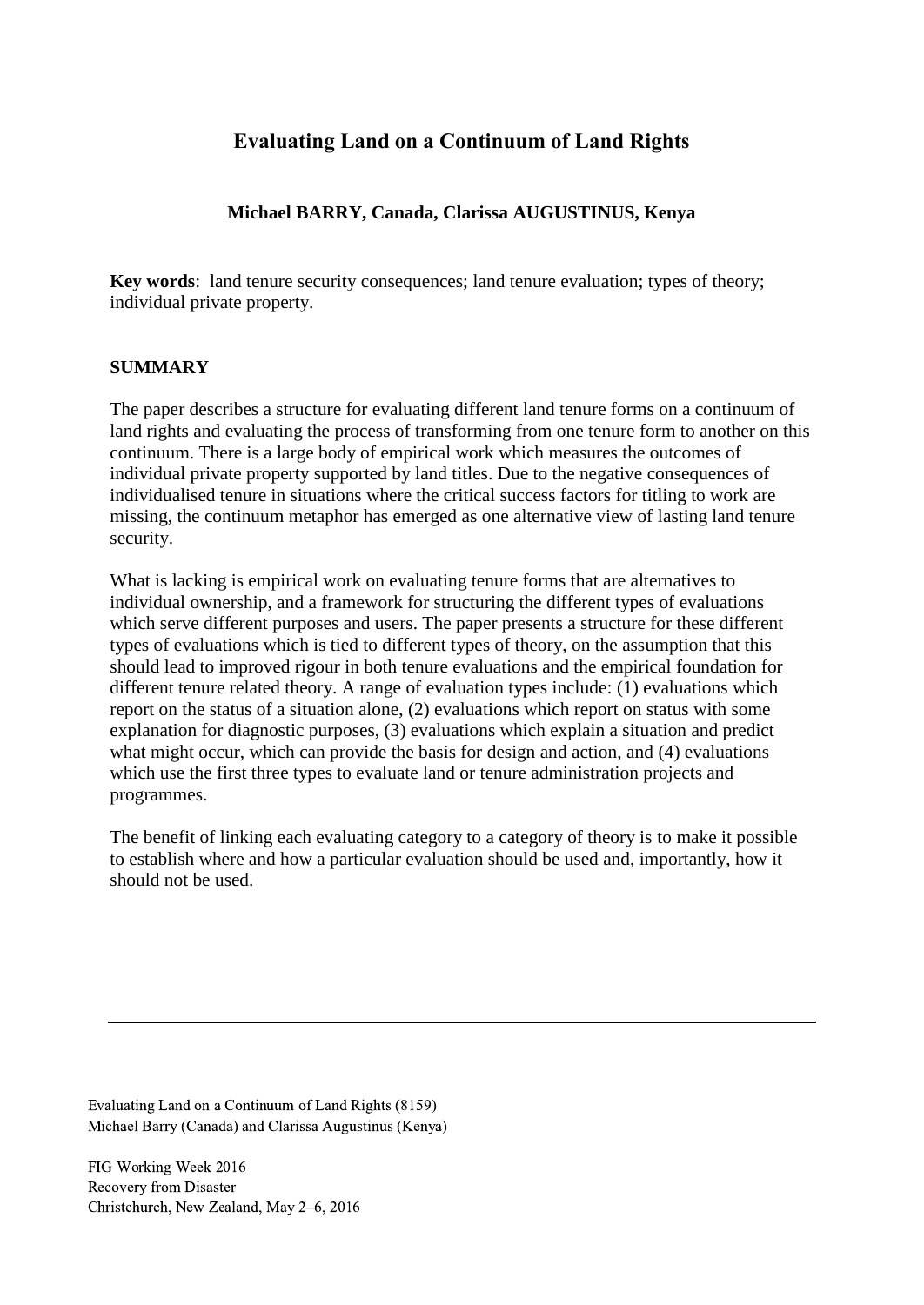# Evaluating Land on a Continuum of Land Rights

**Michael BARRY, Canada, Clarissa AUGUSTINUS, Kenya**

**Key words**: land tenure security consequences; land tenure evaluation; types of theory; individual private property.

## SUMMARY

The paper describes a structure for evaluating different land tenure forms on a continuum of land rights and evaluating the process of transforming from one tenure form to another on this continuum. There is a large body of empirical work which measures the outcomes of individual private property supported by land titles. Due to the negative consequences of individualised tenure in situations where the critical success factors for titling to work are missing, the continuum metaphor has emerged as one alternative view of lasting land tenure security.

What is lacking is empirical work on evaluating tenure forms that are alternatives to individual ownership, and a framework for structuring the different types of evaluations which serve different purposes and users. The paper presents a structure for these different types of evaluations which is tied to different types of theory, on the assumption that this should lead to improved rigour in both tenure evaluations and the empirical foundation for different tenure related theory. A range of evaluation types include: (1) evaluations which report on the status of a situation alone, (2) evaluations which report on status with some explanation for diagnostic purposes, (3) evaluations which explain a situation and predict what might occur, which can provide the basis for design and action, and (4) evaluations which use the first three types to evaluate land or tenure administration projects and programmes.

The benefit of linking each evaluating category to a category of theory is to make it possible to establish where and how a particular evaluation should be used and, importantly, how it should not be used.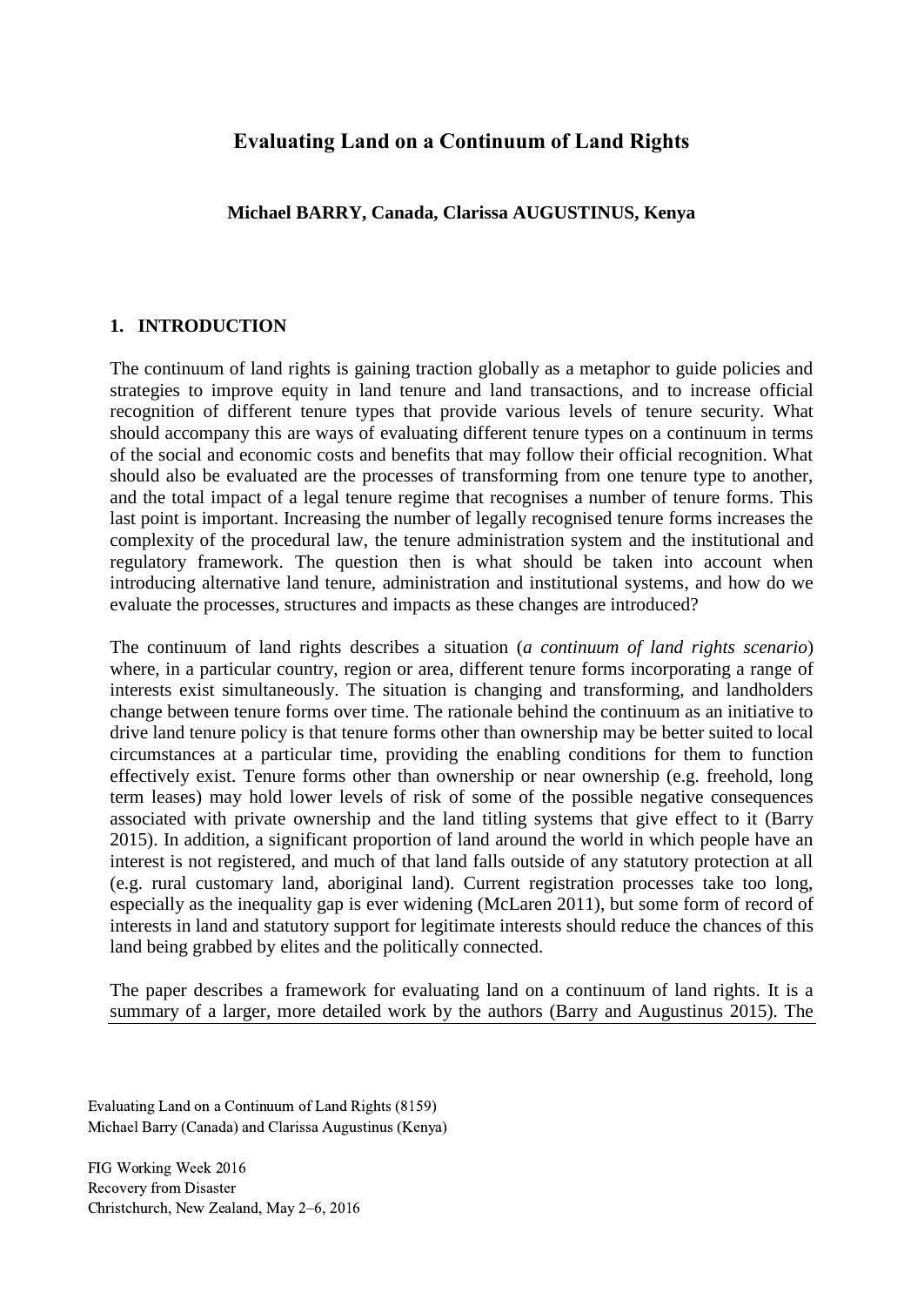## Evaluating Land on a Continuum of Land Rights

**Michael BARRY, Canada, Clarissa AUGUSTINUS, Kenya**

### 1. INTRODUCTION

The continuum of land rights is gaining traction globally as a metaphor to guide policies and strategies to improve equity in land tenure and land transactions, and to increase official recognition of different tenure types that provide various levels of tenure security. What should accompany this are ways of evaluating different tenure types on a continuum in terms of the social and economic costs and benefits that may follow their official recognition. What should also be evaluated are the processes of transforming from one tenure type to another, and the total impact of a legal tenure regime that recognises a number of tenure forms. This last point is important. Increasing the number of legally recognised tenure forms increases the complexity of the procedural law, the tenure administration system and the institutional and regulatory framework. The question then is what should be taken into account when introducing alternative land tenure, administration and institutional systems, and how do we evaluate the processes, structures and impacts as these changes are introduced?

The continuum of land rights describes a situation (*a continuum of land rights scenario*) where, in a particular country, region or area, different tenure forms incorporating a range of interests exist simultaneously. The situation is changing and transforming, and landholders change between tenure forms over time. The rationale behind the continuum as an initiative to drive land tenure policy is that tenure forms other than ownership may be better suited to local circumstances at a particular time, providing the enabling conditions for them to function effectively exist. Tenure forms other than ownership or near ownership (e.g. freehold, long term leases) may hold lower levels of risk of some of the possible negative consequences associated with private ownership and the land titling systems that give effect to it (Barry 2015). In addition, a significant proportion of land around the world in which people have an interest is not registered, and much of that land falls outside of any statutory protection at all (e.g. rural customary land, aboriginal land). Current registration processes take too long, especially as the inequality gap is ever widening (McLaren 2011), but some form of record of interests in land and statutory support for legitimate interests should reduce the chances of this land being grabbed by elites and the politically connected.

The paper describes a framework for evaluating land on a continuum of land rights. It is a summary of a larger, more detailed work by the authors (Barry and Augustinus 2015). The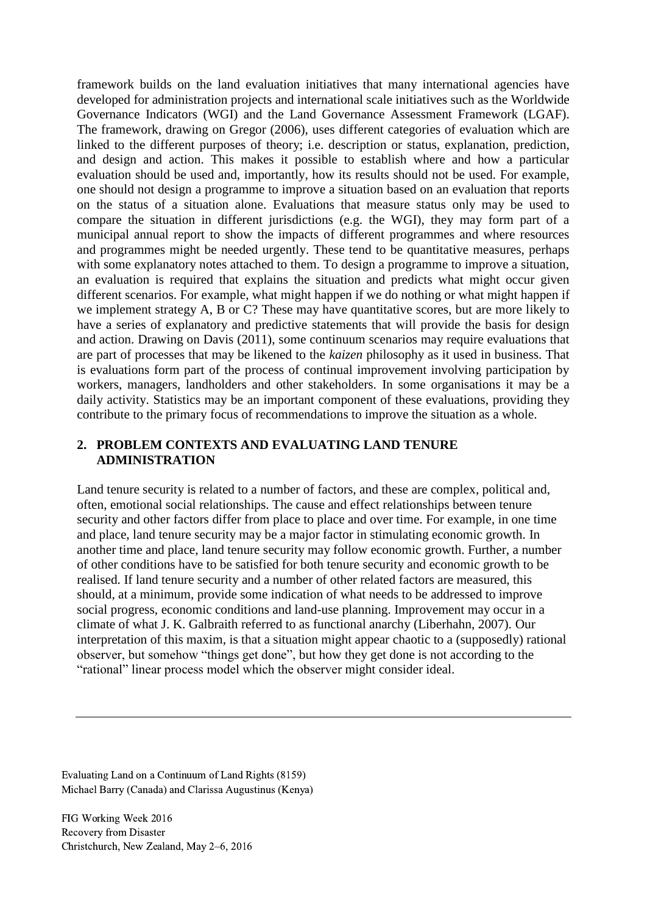framework builds on the land evaluation initiatives that many international agencies have developed for administration projects and international scale initiatives such as the Worldwide Governance Indicators (WGI) and the Land Governance Assessment Framework (LGAF). The framework, drawing on Gregor (2006), uses different categories of evaluation which are linked to the different purposes of theory; i.e. description or status, explanation, prediction, and design and action. This makes it possible to establish where and how a particular evaluation should be used and, importantly, how its results should not be used. For example, one should not design a programme to improve a situation based on an evaluation that reports on the status of a situation alone. Evaluations that measure status only may be used to compare the situation in different jurisdictions (e.g. the WGI), they may form part of a municipal annual report to show the impacts of different programmes and where resources and programmes might be needed urgently. These tend to be quantitative measures, perhaps with some explanatory notes attached to them. To design a programme to improve a situation, an evaluation is required that explains the situation and predicts what might occur given different scenarios. For example, what might happen if we do nothing or what might happen if we implement strategy A, B or C? These may have quantitative scores, but are more likely to have a series of explanatory and predictive statements that will provide the basis for design and action. Drawing on Davis (2011), some continuum scenarios may require evaluations that are part of processes that may be likened to the *kaizen* philosophy as it used in business. That is evaluations form part of the process of continual improvement involving participation by workers, managers, landholders and other stakeholders. In some organisations it may be a daily activity. Statistics may be an important component of these evaluations, providing they contribute to the primary focus of recommendations to improve the situation as a whole.

## 2. PROBLEM CONTEXTS AND EVALUATING LAND TENURE ADMINISTRATION

Land tenure security is related to a number of factors, and these are complex, political and, often, emotional social relationships. The cause and effect relationships between tenure security and other factors differ from place to place and over time. For example, in one time and place, land tenure security may be a major factor in stimulating economic growth. In another time and place, land tenure security may follow economic growth. Further, a number of other conditions have to be satisfied for both tenure security and economic growth to be realised. If land tenure security and a number of other related factors are measured, this should, at a minimum, provide some indication of what needs to be addressed to improve social progress, economic conditions and land-use planning. Improvement may occur in a climate of what J. K. Galbraith referred to as functional anarchy (Liberhahn, 2007). Our interpretation of this maxim, is that a situation might appear chaotic to a (supposedly) rational observer, but somehow "things get done", but how they get done is not according to the "rational" linear process model which the observer might consider ideal.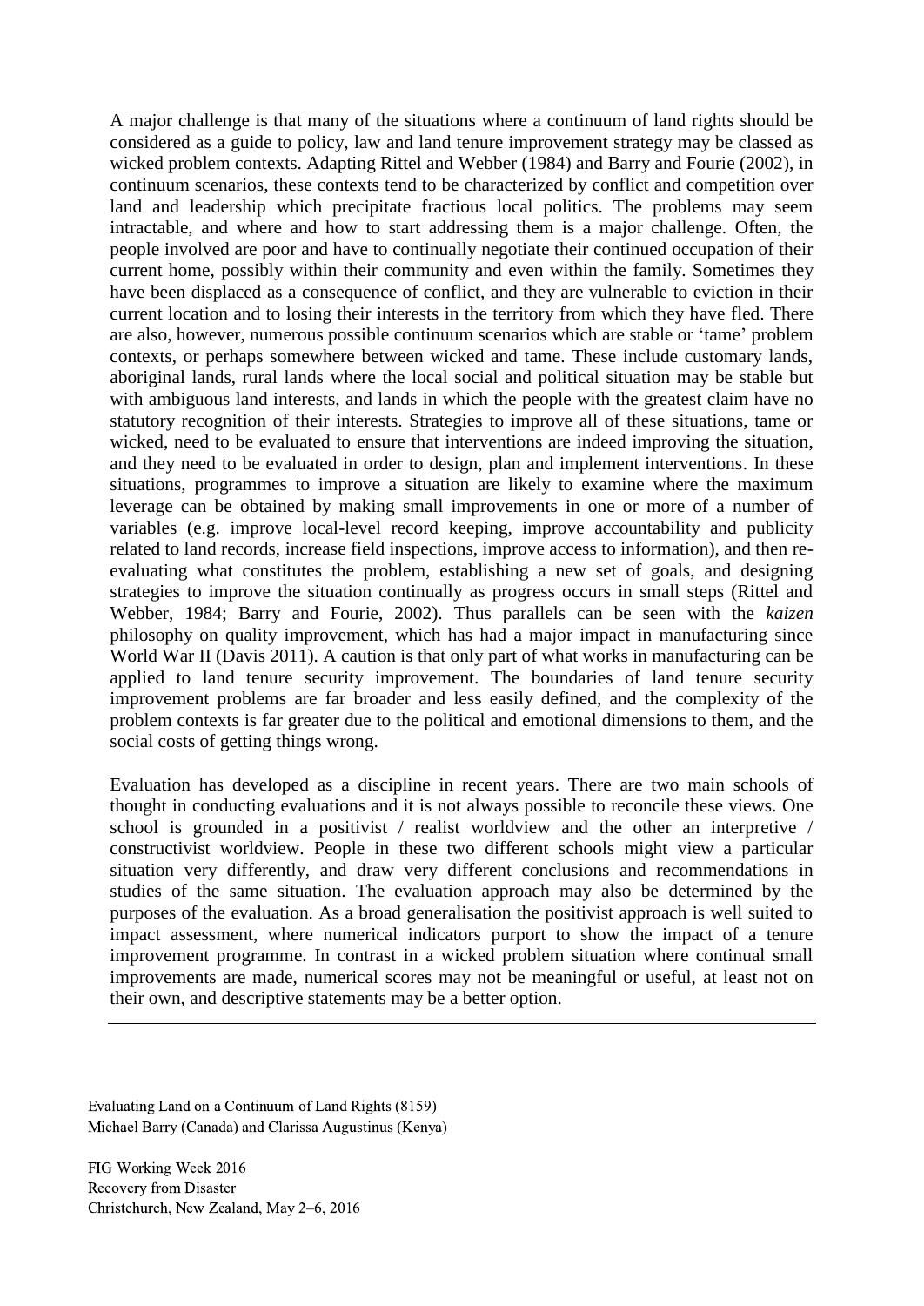A major challenge is that many of the situations where a continuum of land rights should be considered as a guide to policy, law and land tenure improvement strategy may be classed as wicked problem contexts. Adapting Rittel and Webber (1984) and Barry and Fourie (2002), in continuum scenarios, these contexts tend to be characterized by conflict and competition over land and leadership which precipitate fractious local politics. The problems may seem intractable, and where and how to start addressing them is a major challenge. Often, the people involved are poor and have to continually negotiate their continued occupation of their current home, possibly within their community and even within the family. Sometimes they have been displaced as a consequence of conflict, and they are vulnerable to eviction in their current location and to losing their interests in the territory from which they have fled. There are also, however, numerous possible continuum scenarios which are stable or 'tame' problem contexts, or perhaps somewhere between wicked and tame. These include customary lands, aboriginal lands, rural lands where the local social and political situation may be stable but with ambiguous land interests, and lands in which the people with the greatest claim have no statutory recognition of their interests. Strategies to improve all of these situations, tame or wicked, need to be evaluated to ensure that interventions are indeed improving the situation, and they need to be evaluated in order to design, plan and implement interventions. In these situations, programmes to improve a situation are likely to examine where the maximum leverage can be obtained by making small improvements in one or more of a number of variables (e.g. improve local-level record keeping, improve accountability and publicity related to land records, increase field inspections, improve access to information), and then re-evaluating what constitutes the problem, establishing a new set of goals, and designing strategies to improve the situation continually as progress occurs in small steps (Rittel and Webber, 1984; Barry and Fourie, 2002). Thus parallels can be seen with the *kaizen* philosophy on quality improvement, which has had a major impact in manufacturing since World War II (Davis 2011). A caution is that only part of what works in manufacturing can be applied to land tenure security improvement. The boundaries of land tenure security improvement problems are far broader and less easily defined, and the complexity of the problem contexts is far greater due to the political and emotional dimensions to them, and the social costs of getting things wrong.

Evaluation has developed as a discipline in recent years. There are two main schools of thought in conducting evaluations and it is not always possible to reconcile these views. One school is grounded in a positivist / realist worldview and the other an interpretive / constructivist worldview. People in these two different schools might view a particular situation very differently, and draw very different conclusions and recommendations in studies of the same situation. The evaluation approach may also be determined by the purposes of the evaluation. As a broad generalisation the positivist approach is well suited to impact assessment, where numerical indicators purport to show the impact of a tenure improvement programme. In contrast in a wicked problem situation where continual small improvements are made, numerical scores may not be meaningful or useful, at least not on their own, and descriptive statements may be a better option.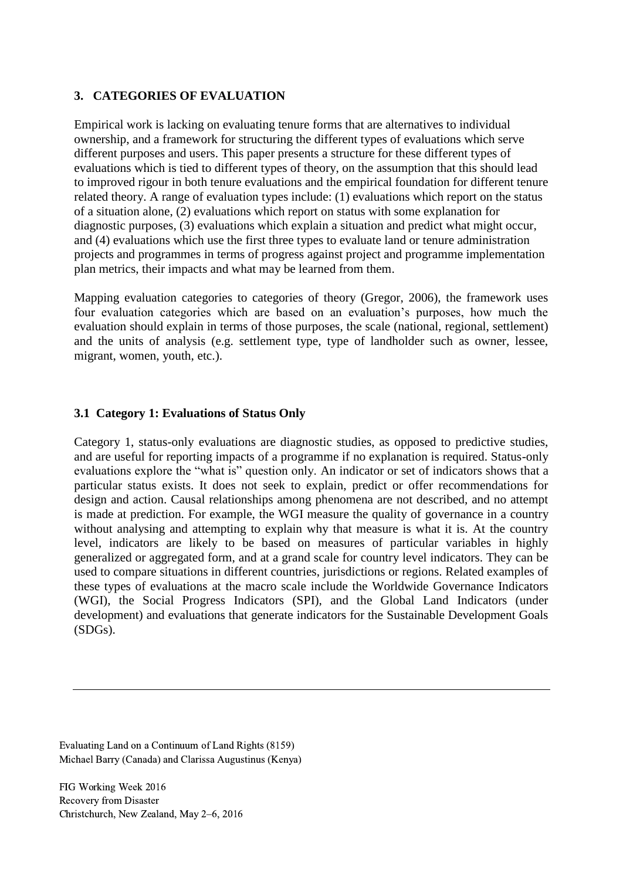## 3. CATEGORIES OF EVALUATION

Empirical work is lacking on evaluating tenure forms that are alternatives to individual ownership, and a framework for structuring the different types of evaluations which serve different purposes and users. This paper presents a structure for these different types of evaluations which is tied to different types of theory, on the assumption that this should lead to improved rigour in both tenure evaluations and the empirical foundation for different tenure related theory. A range of evaluation types include: (1) evaluations which report on the status of a situation alone, (2) evaluations which report on status with some explanation for diagnostic purposes, (3) evaluations which explain a situation and predict what might occur, and (4) evaluations which use the first three types to evaluate land or tenure administration projects and programmes in terms of progress against project and programme implementation plan metrics, their impacts and what may be learned from them.

Mapping evaluation categories to categories of theory (Gregor, 2006), the framework uses four evaluation categories which are based on an evaluation's purposes, how much the evaluation should explain in terms of those purposes, the scale (national, regional, settlement) and the units of analysis (e.g. settlement type, type of landholder such as owner, lessee, migrant, women, youth, etc.).

### 3.1 Category 1: Evaluations of Status Only

Category 1, status-only evaluations are diagnostic studies, as opposed to predictive studies, and are useful for reporting impacts of a programme if no explanation is required. Status-only evaluations explore the "what is" question only. An indicator or set of indicators shows that a particular status exists. It does not seek to explain, predict or offer recommendations for design and action. Causal relationships among phenomena are not described, and no attempt is made at prediction. For example, the WGI measure the quality of governance in a country without analysing and attempting to explain why that measure is what it is. At the country level, indicators are likely to be based on measures of particular variables in highly generalized or aggregated form, and at a grand scale for country level indicators. They can be used to compare situations in different countries, jurisdictions or regions. Related examples of these types of evaluations at the macro scale include the Worldwide Governance Indicators (WGI), the Social Progress Indicators (SPI), and the Global Land Indicators (under development) and evaluations that generate indicators for the Sustainable Development Goals (SDGs).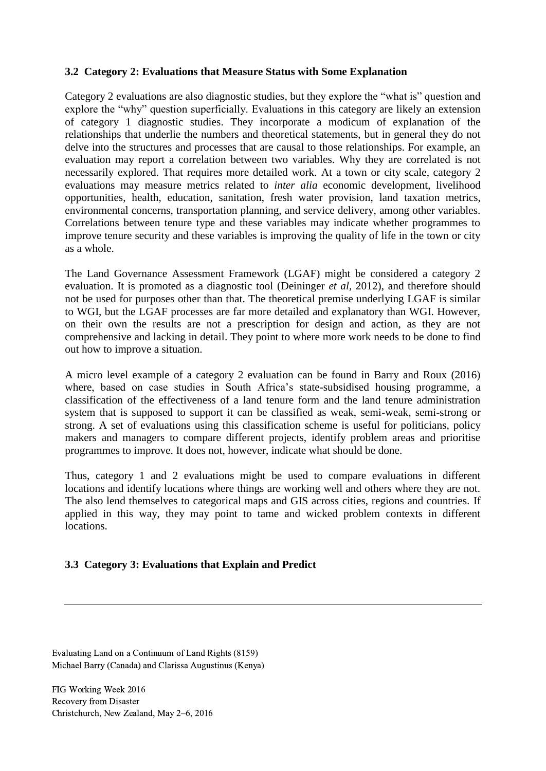### 3.2 Category 2: Evaluations that Measure Status with Some Explanation

Category 2 evaluations are also diagnostic studies, but they explore the "what is" question and explore the "why" question superficially. Evaluations in this category are likely an extension of category 1 diagnostic studies. They incorporate a modicum of explanation of the relationships that underlie the numbers and theoretical statements, but in general they do not delve into the structures and processes that are causal to those relationships. For example, an evaluation may report a correlation between two variables. Why they are correlated is not necessarily explored. That requires more detailed work. At a town or city scale, category 2 evaluations may measure metrics related to *inter alia* economic development, livelihood opportunities, health, education, sanitation, fresh water provision, land taxation metrics, environmental concerns, transportation planning, and service delivery, among other variables. Correlations between tenure type and these variables may indicate whether programmes to improve tenure security and these variables is improving the quality of life in the town or city as a whole.

The Land Governance Assessment Framework (LGAF) might be considered a category 2 evaluation. It is promoted as a diagnostic tool (Deininger *et al*, 2012), and therefore should not be used for purposes other than that. The theoretical premise underlying LGAF is similar to WGI, but the LGAF processes are far more detailed and explanatory than WGI. However, on their own the results are not a prescription for design and action, as they are not comprehensive and lacking in detail. They point to where more work needs to be done to find out how to improve a situation.

A micro level example of a category 2 evaluation can be found in Barry and Roux (2016) where, based on case studies in South Africa's state-subsidised housing programme, a classification of the effectiveness of a land tenure form and the land tenure administration system that is supposed to support it can be classified as weak, semi-weak, semi-strong or strong. A set of evaluations using this classification scheme is useful for politicians, policy makers and managers to compare different projects, identify problem areas and prioritise programmes to improve. It does not, however, indicate what should be done.

Thus, category 1 and 2 evaluations might be used to compare evaluations in different locations and identify locations where things are working well and others where they are not. The also lend themselves to categorical maps and GIS across cities, regions and countries. If applied in this way, they may point to tame and wicked problem contexts in different locations.

### 3.3 Category 3: Evaluations that Explain and Predict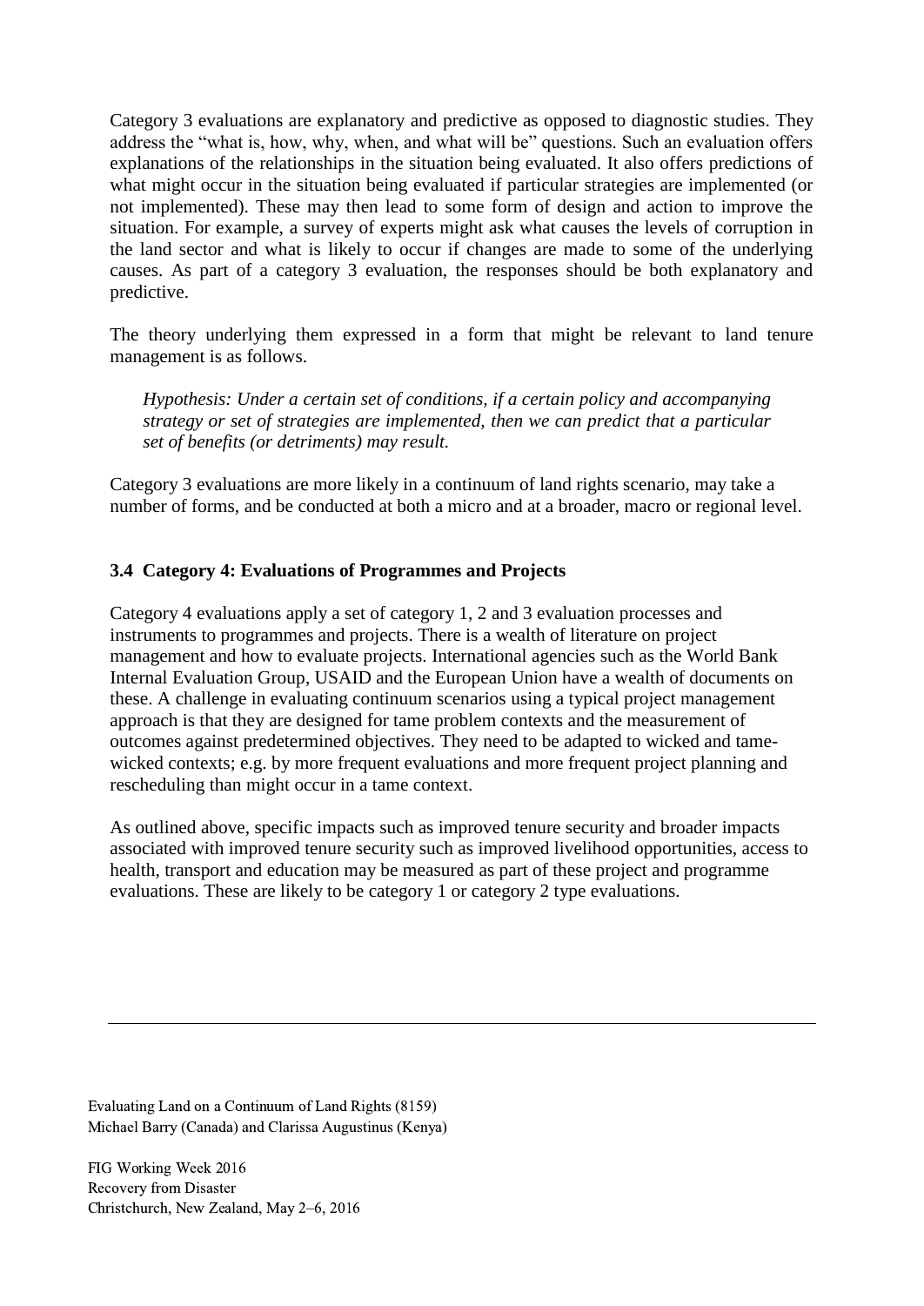Category 3 evaluations are explanatory and predictive as opposed to diagnostic studies. They address the "what is, how, why, when, and what will be" questions. Such an evaluation offers explanations of the relationships in the situation being evaluated. It also offers predictions of what might occur in the situation being evaluated if particular strategies are implemented (or not implemented). These may then lead to some form of design and action to improve the situation. For example, a survey of experts might ask what causes the levels of corruption in the land sector and what is likely to occur if changes are made to some of the underlying causes. As part of a category 3 evaluation, the responses should be both explanatory and predictive.

The theory underlying them expressed in a form that might be relevant to land tenure management is as follows.

> *Hypothesis: Under a certain set of conditions, if a certain policy and accompanying strategy or set of strategies are implemented, then we can predict that a particular set of benefits (or detriments) may result.*

Category 3 evaluations are more likely in a continuum of land rights scenario, may take a number of forms, and be conducted at both a micro and at a broader, macro or regional level.

### 3.4 Category 4: Evaluations of Programmes and Projects

Category 4 evaluations apply a set of category 1, 2 and 3 evaluation processes and instruments to programmes and projects. There is a wealth of literature on project management and how to evaluate projects. International agencies such as the World Bank Internal Evaluation Group, USAID and the European Union have a wealth of documents on these. A challenge in evaluating continuum scenarios using a typical project management approach is that they are designed for tame problem contexts and the measurement of outcomes against predetermined objectives. They need to be adapted to wicked and tame-wicked contexts; e.g. by more frequent evaluations and more frequent project planning and rescheduling than might occur in a tame context.

As outlined above, specific impacts such as improved tenure security and broader impacts associated with improved tenure security such as improved livelihood opportunities, access to health, transport and education may be measured as part of these project and programme evaluations. These are likely to be category 1 or category 2 type evaluations.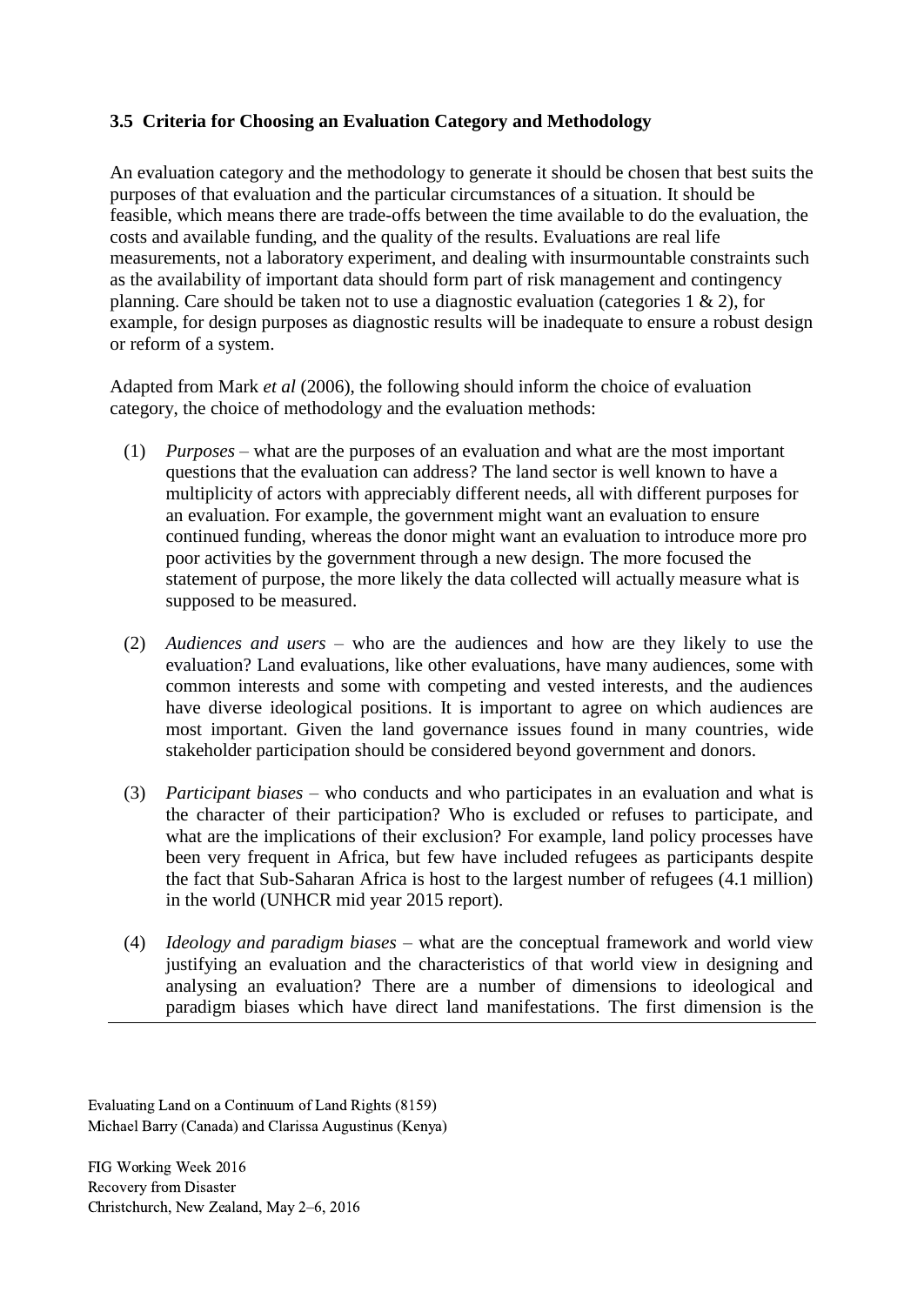### 3.5 Criteria for Choosing an Evaluation Category and Methodology

An evaluation category and the methodology to generate it should be chosen that best suits the purposes of that evaluation and the particular circumstances of a situation. It should be feasible, which means there are trade-offs between the time available to do the evaluation, the costs and available funding, and the quality of the results. Evaluations are real life measurements, not a laboratory experiment, and dealing with insurmountable constraints such as the availability of important data should form part of risk management and contingency planning. Care should be taken not to use a diagnostic evaluation (categories 1 & 2), for example, for design purposes as diagnostic results will be inadequate to ensure a robust design or reform of a system.

Adapted from Mark *et al* (2006), the following should inform the choice of evaluation category, the choice of methodology and the evaluation methods:

(1) *Purposes* – what are the purposes of an evaluation and what are the most important questions that the evaluation can address? The land sector is well known to have a multiplicity of actors with appreciably different needs, all with different purposes for an evaluation. For example, the government might want an evaluation to ensure continued funding, whereas the donor might want an evaluation to introduce more pro poor activities by the government through a new design. The more focused the statement of purpose, the more likely the data collected will actually measure what is supposed to be measured.

(2) *Audiences and users* – who are the audiences and how are they likely to use the evaluation? Land evaluations, like other evaluations, have many audiences, some with common interests and some with competing and vested interests, and the audiences have diverse ideological positions. It is important to agree on which audiences are most important. Given the land governance issues found in many countries, wide stakeholder participation should be considered beyond government and donors.

(3) *Participant biases* – who conducts and who participates in an evaluation and what is the character of their participation? Who is excluded or refuses to participate, and what are the implications of their exclusion? For example, land policy processes have been very frequent in Africa, but few have included refugees as participants despite the fact that Sub-Saharan Africa is host to the largest number of refugees (4.1 million) in the world (UNHCR mid year 2015 report).

(4) *Ideology and paradigm biases* – what are the conceptual framework and world view justifying an evaluation and the characteristics of that world view in designing and analysing an evaluation? There are a number of dimensions to ideological and paradigm biases which have direct land manifestations. The first dimension is the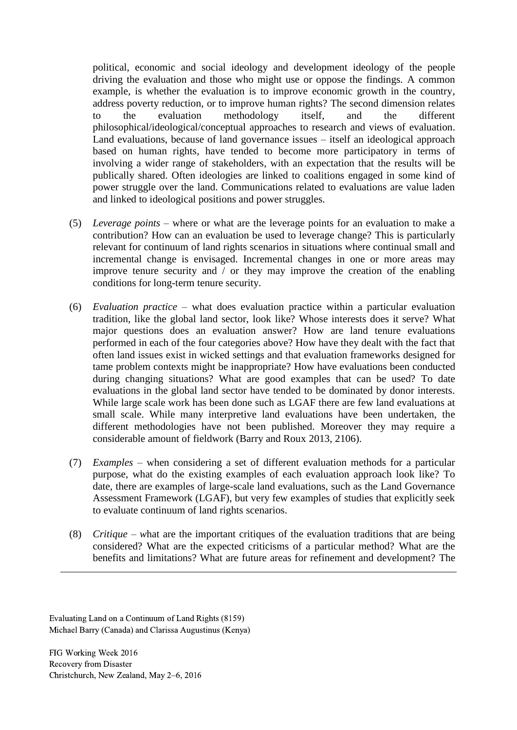political, economic and social ideology and development ideology of the people driving the evaluation and those who might use or oppose the findings. A common example, is whether the evaluation is to improve economic growth in the country, address poverty reduction, or to improve human rights? The second dimension relates to the evaluation methodology itself, and the different philosophical/ideological/conceptual approaches to research and views of evaluation. Land evaluations, because of land governance issues – itself an ideological approach based on human rights, have tended to become more participatory in terms of involving a wider range of stakeholders, with an expectation that the results will be publically shared. Often ideologies are linked to coalitions engaged in some kind of power struggle over the land. Communications related to evaluations are value laden and linked to ideological positions and power struggles.

(5) *Leverage points* – where or what are the leverage points for an evaluation to make a contribution? How can an evaluation be used to leverage change? This is particularly relevant for continuum of land rights scenarios in situations where continual small and incremental change is envisaged. Incremental changes in one or more areas may improve tenure security and / or they may improve the creation of the enabling conditions for long-term tenure security.

(6) *Evaluation practice* – what does evaluation practice within a particular evaluation tradition, like the global land sector, look like? Whose interests does it serve? What major questions does an evaluation answer? How are land tenure evaluations performed in each of the four categories above? How have they dealt with the fact that often land issues exist in wicked settings and that evaluation frameworks designed for tame problem contexts might be inappropriate? How have evaluations been conducted during changing situations? What are good examples that can be used? To date evaluations in the global land sector have tended to be dominated by donor interests. While large scale work has been done such as LGAF there are few land evaluations at small scale. While many interpretive land evaluations have been undertaken, the different methodologies have not been published. Moreover they may require a considerable amount of fieldwork (Barry and Roux 2013, 2106).

(7) *Examples* – when considering a set of different evaluation methods for a particular purpose, what do the existing examples of each evaluation approach look like? To date, there are examples of large-scale land evaluations, such as the Land Governance Assessment Framework (LGAF), but very few examples of studies that explicitly seek to evaluate continuum of land rights scenarios.

(8) *Critique* – what are the important critiques of the evaluation traditions that are being considered? What are the expected criticisms of a particular method? What are the benefits and limitations? What are future areas for refinement and development? The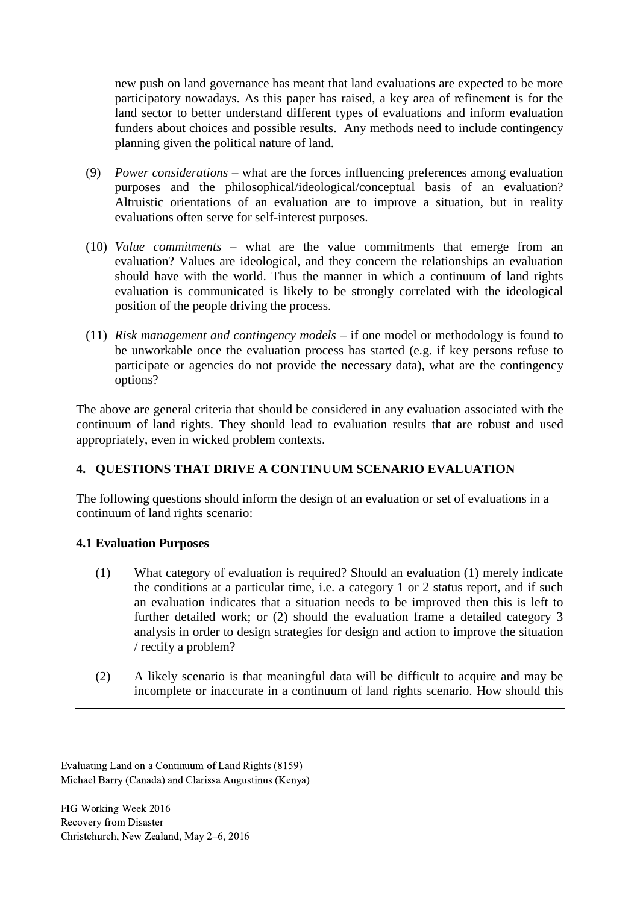new push on land governance has meant that land evaluations are expected to be more participatory nowadays. As this paper has raised, a key area of refinement is for the land sector to better understand different types of evaluations and inform evaluation funders about choices and possible results. Any methods need to include contingency planning given the political nature of land.

(9) *Power considerations* – what are the forces influencing preferences among evaluation purposes and the philosophical/ideological/conceptual basis of an evaluation? Altruistic orientations of an evaluation are to improve a situation, but in reality evaluations often serve for self-interest purposes.

(10) *Value commitments* – what are the value commitments that emerge from an evaluation? Values are ideological, and they concern the relationships an evaluation should have with the world. Thus the manner in which a continuum of land rights evaluation is communicated is likely to be strongly correlated with the ideological position of the people driving the process.

(11) *Risk management and contingency models* – if one model or methodology is found to be unworkable once the evaluation process has started (e.g. if key persons refuse to participate or agencies do not provide the necessary data), what are the contingency options?

The above are general criteria that should be considered in any evaluation associated with the continuum of land rights. They should lead to evaluation results that are robust and used appropriately, even in wicked problem contexts.

## 4. QUESTIONS THAT DRIVE A CONTINUUM SCENARIO EVALUATION

The following questions should inform the design of an evaluation or set of evaluations in a continuum of land rights scenario:

### 4.1 Evaluation Purposes

(1) What category of evaluation is required? Should an evaluation (1) merely indicate the conditions at a particular time, i.e. a category 1 or 2 status report, and if such an evaluation indicates that a situation needs to be improved then this is left to further detailed work; or (2) should the evaluation frame a detailed category 3 analysis in order to design strategies for design and action to improve the situation / rectify a problem?

(2) A likely scenario is that meaningful data will be difficult to acquire and may be incomplete or inaccurate in a continuum of land rights scenario. How should this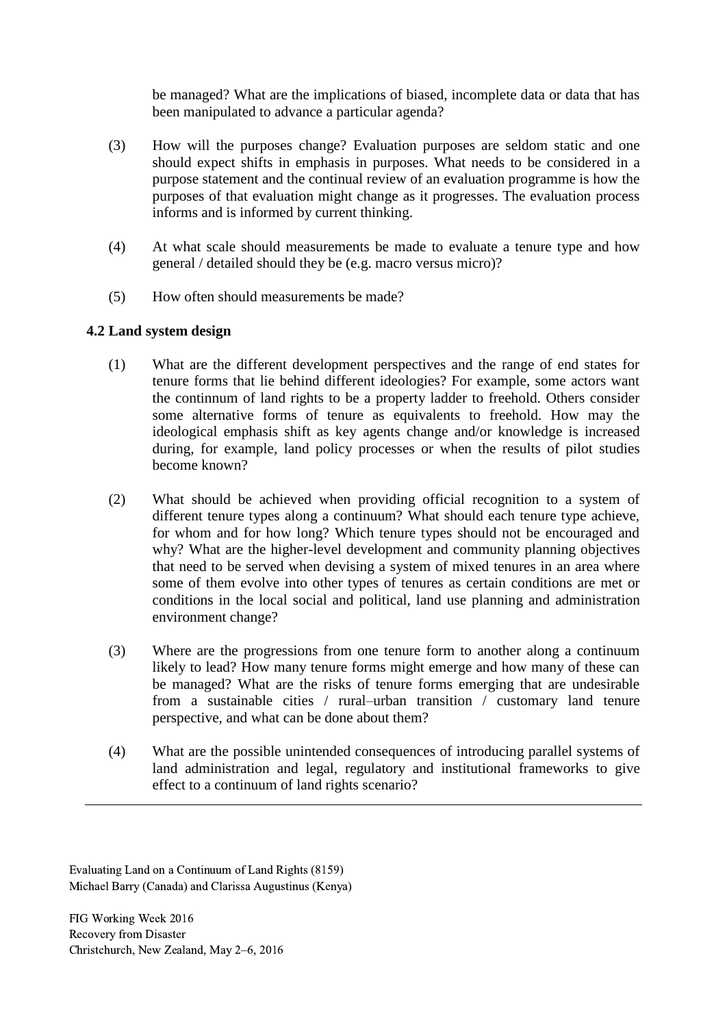be managed? What are the implications of biased, incomplete data or data that has been manipulated to advance a particular agenda?

(3) How will the purposes change? Evaluation purposes are seldom static and one should expect shifts in emphasis in purposes. What needs to be considered in a purpose statement and the continual review of an evaluation programme is how the purposes of that evaluation might change as it progresses. The evaluation process informs and is informed by current thinking.

(4) At what scale should measurements be made to evaluate a tenure type and how general / detailed should they be (e.g. macro versus micro)?

(5) How often should measurements be made?

### 4.2 Land system design

(1) What are the different development perspectives and the range of end states for tenure forms that lie behind different ideologies? For example, some actors want the continnum of land rights to be a property ladder to freehold. Others consider some alternative forms of tenure as equivalents to freehold. How may the ideological emphasis shift as key agents change and/or knowledge is increased during, for example, land policy processes or when the results of pilot studies become known?

(2) What should be achieved when providing official recognition to a system of different tenure types along a continuum? What should each tenure type achieve, for whom and for how long? Which tenure types should not be encouraged and why? What are the higher-level development and community planning objectives that need to be served when devising a system of mixed tenures in an area where some of them evolve into other types of tenures as certain conditions are met or conditions in the local social and political, land use planning and administration environment change?

(3) Where are the progressions from one tenure form to another along a continuum likely to lead? How many tenure forms might emerge and how many of these can be managed? What are the risks of tenure forms emerging that are undesirable from a sustainable cities / rural–urban transition / customary land tenure perspective, and what can be done about them?

(4) What are the possible unintended consequences of introducing parallel systems of land administration and legal, regulatory and institutional frameworks to give effect to a continuum of land rights scenario?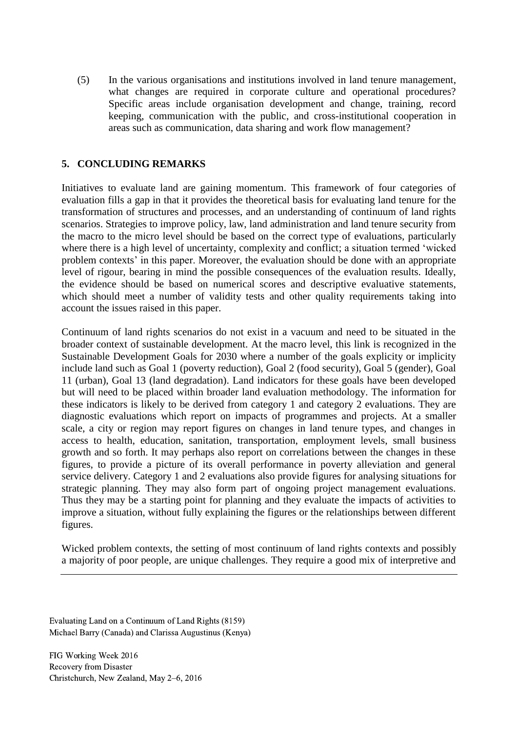(5) In the various organisations and institutions involved in land tenure management, what changes are required in corporate culture and operational procedures? Specific areas include organisation development and change, training, record keeping, communication with the public, and cross-institutional cooperation in areas such as communication, data sharing and work flow management?

## 5. CONCLUDING REMARKS

Initiatives to evaluate land are gaining momentum. This framework of four categories of evaluation fills a gap in that it provides the theoretical basis for evaluating land tenure for the transformation of structures and processes, and an understanding of continuum of land rights scenarios. Strategies to improve policy, law, land administration and land tenure security from the macro to the micro level should be based on the correct type of evaluations, particularly where there is a high level of uncertainty, complexity and conflict; a situation termed 'wicked problem contexts' in this paper. Moreover, the evaluation should be done with an appropriate level of rigour, bearing in mind the possible consequences of the evaluation results. Ideally, the evidence should be based on numerical scores and descriptive evaluative statements, which should meet a number of validity tests and other quality requirements taking into account the issues raised in this paper.

Continuum of land rights scenarios do not exist in a vacuum and need to be situated in the broader context of sustainable development. At the macro level, this link is recognized in the Sustainable Development Goals for 2030 where a number of the goals explicity or implicity include land such as Goal 1 (poverty reduction), Goal 2 (food security), Goal 5 (gender), Goal 11 (urban), Goal 13 (land degradation). Land indicators for these goals have been developed but will need to be placed within broader land evaluation methodology. The information for these indicators is likely to be derived from category 1 and category 2 evaluations. They are diagnostic evaluations which report on impacts of programmes and projects. At a smaller scale, a city or region may report figures on changes in land tenure types, and changes in access to health, education, sanitation, transportation, employment levels, small business growth and so forth. It may perhaps also report on correlations between the changes in these figures, to provide a picture of its overall performance in poverty alleviation and general service delivery. Category 1 and 2 evaluations also provide figures for analysing situations for strategic planning. They may also form part of ongoing project management evaluations. Thus they may be a starting point for planning and they evaluate the impacts of activities to improve a situation, without fully explaining the figures or the relationships between different figures.

Wicked problem contexts, the setting of most continuum of land rights contexts and possibly a majority of poor people, are unique challenges. They require a good mix of interpretive and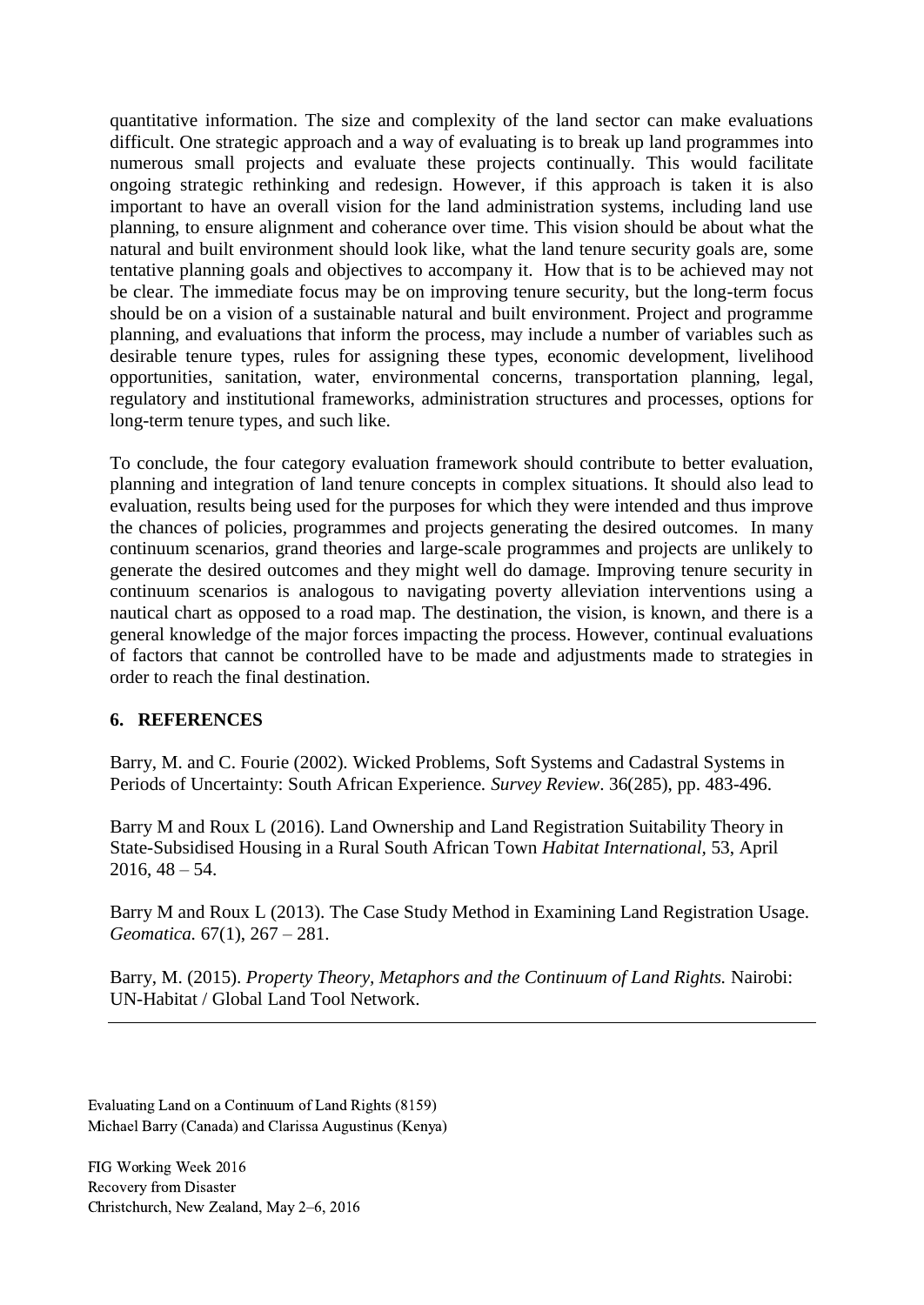quantitative information. The size and complexity of the land sector can make evaluations difficult. One strategic approach and a way of evaluating is to break up land programmes into numerous small projects and evaluate these projects continually. This would facilitate ongoing strategic rethinking and redesign. However, if this approach is taken it is also important to have an overall vision for the land administration systems, including land use planning, to ensure alignment and coherance over time. This vision should be about what the natural and built environment should look like, what the land tenure security goals are, some tentative planning goals and objectives to accompany it. How that is to be achieved may not be clear. The immediate focus may be on improving tenure security, but the long-term focus should be on a vision of a sustainable natural and built environment. Project and programme planning, and evaluations that inform the process, may include a number of variables such as desirable tenure types, rules for assigning these types, economic development, livelihood opportunities, sanitation, water, environmental concerns, transportation planning, legal, regulatory and institutional frameworks, administration structures and processes, options for long-term tenure types, and such like.

To conclude, the four category evaluation framework should contribute to better evaluation, planning and integration of land tenure concepts in complex situations. It should also lead to evaluation, results being used for the purposes for which they were intended and thus improve the chances of policies, programmes and projects generating the desired outcomes. In many continuum scenarios, grand theories and large-scale programmes and projects are unlikely to generate the desired outcomes and they might well do damage. Improving tenure security in continuum scenarios is analogous to navigating poverty alleviation interventions using a nautical chart as opposed to a road map. The destination, the vision, is known, and there is a general knowledge of the major forces impacting the process. However, continual evaluations of factors that cannot be controlled have to be made and adjustments made to strategies in order to reach the final destination.

## 6. REFERENCES

Barry, M. and C. Fourie (2002). Wicked Problems, Soft Systems and Cadastral Systems in Periods of Uncertainty: South African Experience. *Survey Review*. 36(285), pp. 483-496.

Barry M and Roux L (2016). Land Ownership and Land Registration Suitability Theory in State-Subsidised Housing in a Rural South African Town *Habitat International*, 53, April 2016, 48 – 54.

Barry M and Roux L (2013). The Case Study Method in Examining Land Registration Usage. *Geomatica.* 67(1), 267 – 281.

Barry, M. (2015). *Property Theory, Metaphors and the Continuum of Land Rights.* Nairobi: UN-Habitat / Global Land Tool Network.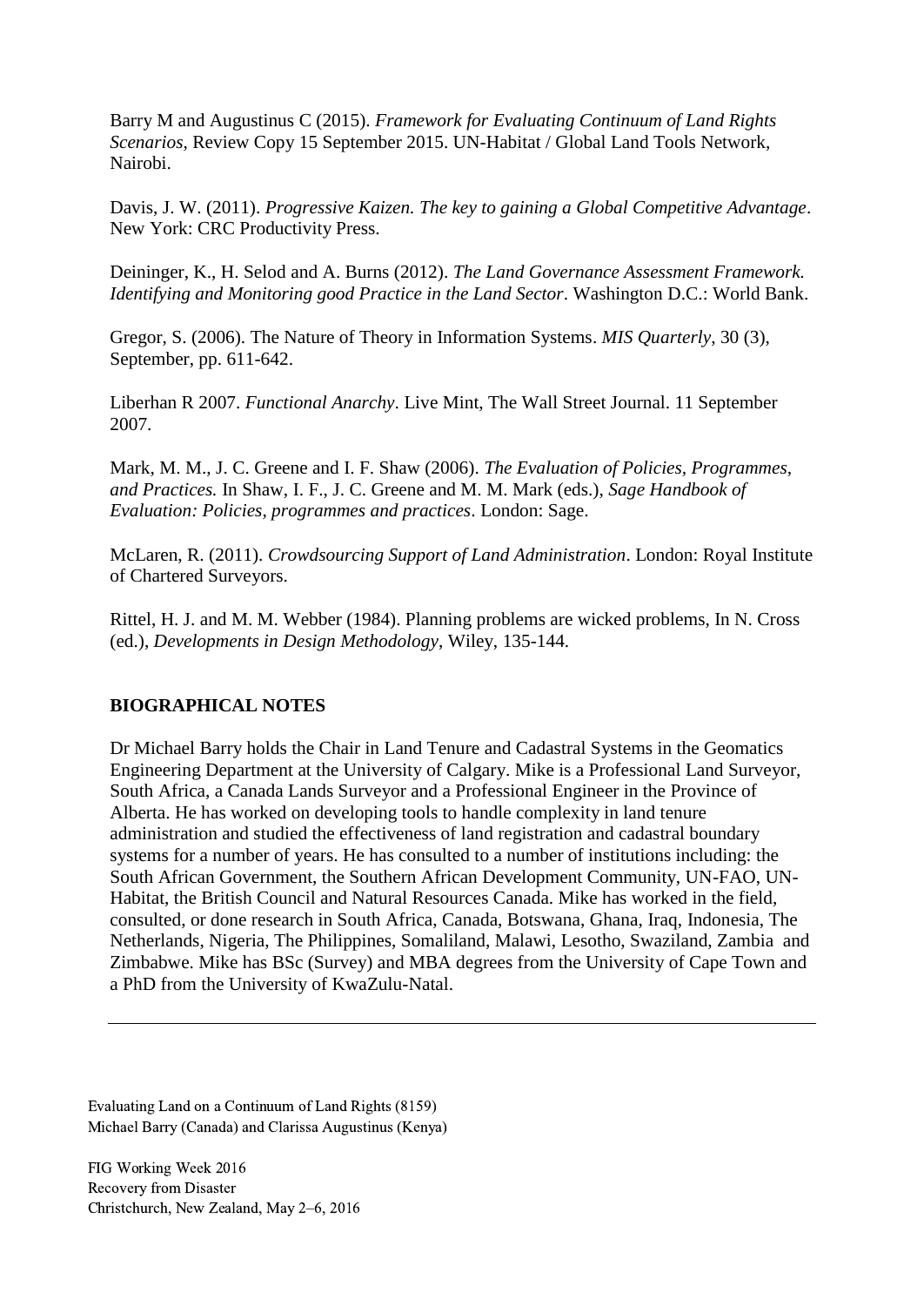Barry M and Augustinus C (2015). *Framework for Evaluating Continuum of Land Rights Scenarios*, Review Copy 15 September 2015. UN-Habitat / Global Land Tools Network, Nairobi.

Davis, J. W. (2011). *Progressive Kaizen. The key to gaining a Global Competitive Advantage*. New York: CRC Productivity Press.

Deininger, K., H. Selod and A. Burns (2012). *The Land Governance Assessment Framework. Identifying and Monitoring good Practice in the Land Sector*. Washington D.C.: World Bank.

Gregor, S. (2006). The Nature of Theory in Information Systems. *MIS Quarterly*, 30 (3), September, pp. 611-642.

Liberhan R 2007. *Functional Anarchy*. Live Mint, The Wall Street Journal. 11 September 2007.

Mark, M. M., J. C. Greene and I. F. Shaw (2006). *The Evaluation of Policies, Programmes, and Practices.* In Shaw, I. F., J. C. Greene and M. M. Mark (eds.), *Sage Handbook of Evaluation: Policies, programmes and practices*. London: Sage.

McLaren, R. (2011). *Crowdsourcing Support of Land Administration*. London: Royal Institute of Chartered Surveyors.

Rittel, H. J. and M. M. Webber (1984). Planning problems are wicked problems, In N. Cross (ed.), *Developments in Design Methodology*, Wiley, 135-144.

## BIOGRAPHICAL NOTES

Dr Michael Barry holds the Chair in Land Tenure and Cadastral Systems in the Geomatics Engineering Department at the University of Calgary. Mike is a Professional Land Surveyor, South Africa, a Canada Lands Surveyor and a Professional Engineer in the Province of Alberta. He has worked on developing tools to handle complexity in land tenure administration and studied the effectiveness of land registration and cadastral boundary systems for a number of years. He has consulted to a number of institutions including: the South African Government, the Southern African Development Community, UN-FAO, UN-Habitat, the British Council and Natural Resources Canada. Mike has worked in the field, consulted, or done research in South Africa, Canada, Botswana, Ghana, Iraq, Indonesia, The Netherlands, Nigeria, The Philippines, Somaliland, Malawi, Lesotho, Swaziland, Zambia and Zimbabwe. Mike has BSc (Survey) and MBA degrees from the University of Cape Town and a PhD from the University of KwaZulu-Natal.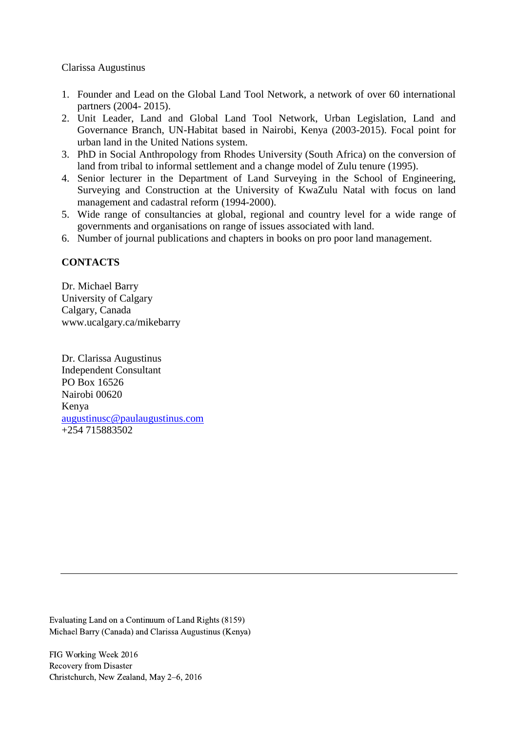Clarissa Augustinus

1. Founder and Lead on the Global Land Tool Network, a network of over 60 international partners (2004- 2015).
2. Unit Leader, Land and Global Land Tool Network, Urban Legislation, Land and Governance Branch, UN-Habitat based in Nairobi, Kenya (2003-2015). Focal point for urban land in the United Nations system.
3. PhD in Social Anthropology from Rhodes University (South Africa) on the conversion of land from tribal to informal settlement and a change model of Zulu tenure (1995).
4. Senior lecturer in the Department of Land Surveying in the School of Engineering, Surveying and Construction at the University of KwaZulu Natal with focus on land management and cadastral reform (1994-2000).
5. Wide range of consultancies at global, regional and country level for a wide range of governments and organisations on range of issues associated with land.
6. Number of journal publications and chapters in books on pro poor land management.

**CONTACTS**

Dr. Michael Barry
University of Calgary
Calgary, Canada
www.ucalgary.ca/mikebarry

Dr. Clarissa Augustinus
Independent Consultant
PO Box 16526
Nairobi 00620
Kenya
augustinusc@paulaugustinus.com
+254 715883502